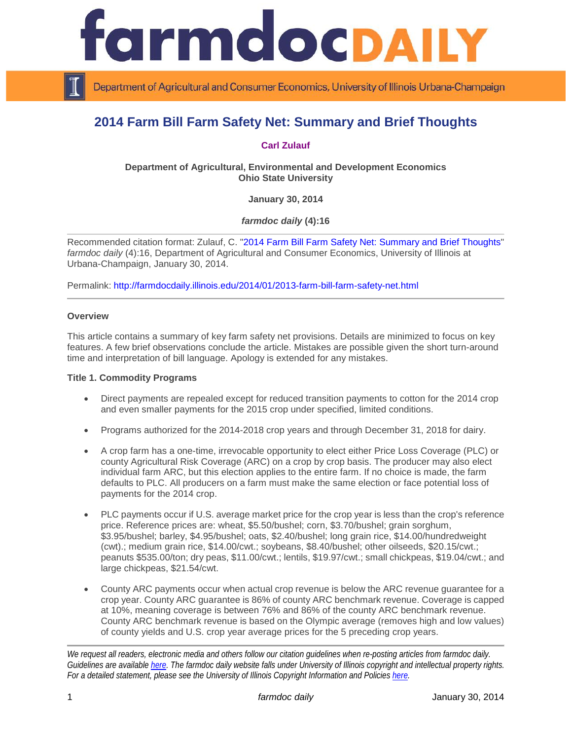# 2014 Farm Bill Farm Safety Net: Summary and Brief Thoughts

**Carl Zulauf**

**Department of Agricultural, Environmental and Development Economics**
**Ohio State University**

**January 30, 2014**

***farmdoc daily* (4):16**

Recommended citation format: Zulauf, C. "2014 Farm Bill Farm Safety Net: Summary and Brief Thoughts" *farmdoc daily* (4):16, Department of Agricultural and Consumer Economics, University of Illinois at Urbana-Champaign, January 30, 2014.

Permalink: http://farmdocdaily.illinois.edu/2014/01/2013-farm-bill-farm-safety-net.html

**Overview**

This article contains a summary of key farm safety net provisions. Details are minimized to focus on key features. A few brief observations conclude the article. Mistakes are possible given the short turn-around time and interpretation of bill language. Apology is extended for any mistakes.

**Title 1. Commodity Programs**

- Direct payments are repealed except for reduced transition payments to cotton for the 2014 crop and even smaller payments for the 2015 crop under specified, limited conditions.
- Programs authorized for the 2014-2018 crop years and through December 31, 2018 for dairy.
- A crop farm has a one-time, irrevocable opportunity to elect either Price Loss Coverage (PLC) or county Agricultural Risk Coverage (ARC) on a crop by crop basis. The producer may also elect individual farm ARC, but this election applies to the entire farm. If no choice is made, the farm defaults to PLC. All producers on a farm must make the same election or face potential loss of payments for the 2014 crop.
- PLC payments occur if U.S. average market price for the crop year is less than the crop's reference price. Reference prices are: wheat, $5.50/bushel; corn, $3.70/bushel; grain sorghum, $3.95/bushel; barley, $4.95/bushel; oats, $2.40/bushel; long grain rice, $14.00/hundredweight (cwt).; medium grain rice, $14.00/cwt.; soybeans, $8.40/bushel; other oilseeds, $20.15/cwt.; peanuts $535.00/ton; dry peas, $11.00/cwt.; lentils, $19.97/cwt.; small chickpeas, $19.04/cwt.; and large chickpeas, $21.54/cwt.
- County ARC payments occur when actual crop revenue is below the ARC revenue guarantee for a crop year. County ARC guarantee is 86% of county ARC benchmark revenue. Coverage is capped at 10%, meaning coverage is between 76% and 86% of the county ARC benchmark revenue. County ARC benchmark revenue is based on the Olympic average (removes high and low values) of county yields and U.S. crop year average prices for the 5 preceding crop years.

*We request all readers, electronic media and others follow our citation guidelines when re-posting articles from farmdoc daily. Guidelines are available here. The farmdoc daily website falls under University of Illinois copyright and intellectual property rights. For a detailed statement, please see the University of Illinois Copyright Information and Policies here.*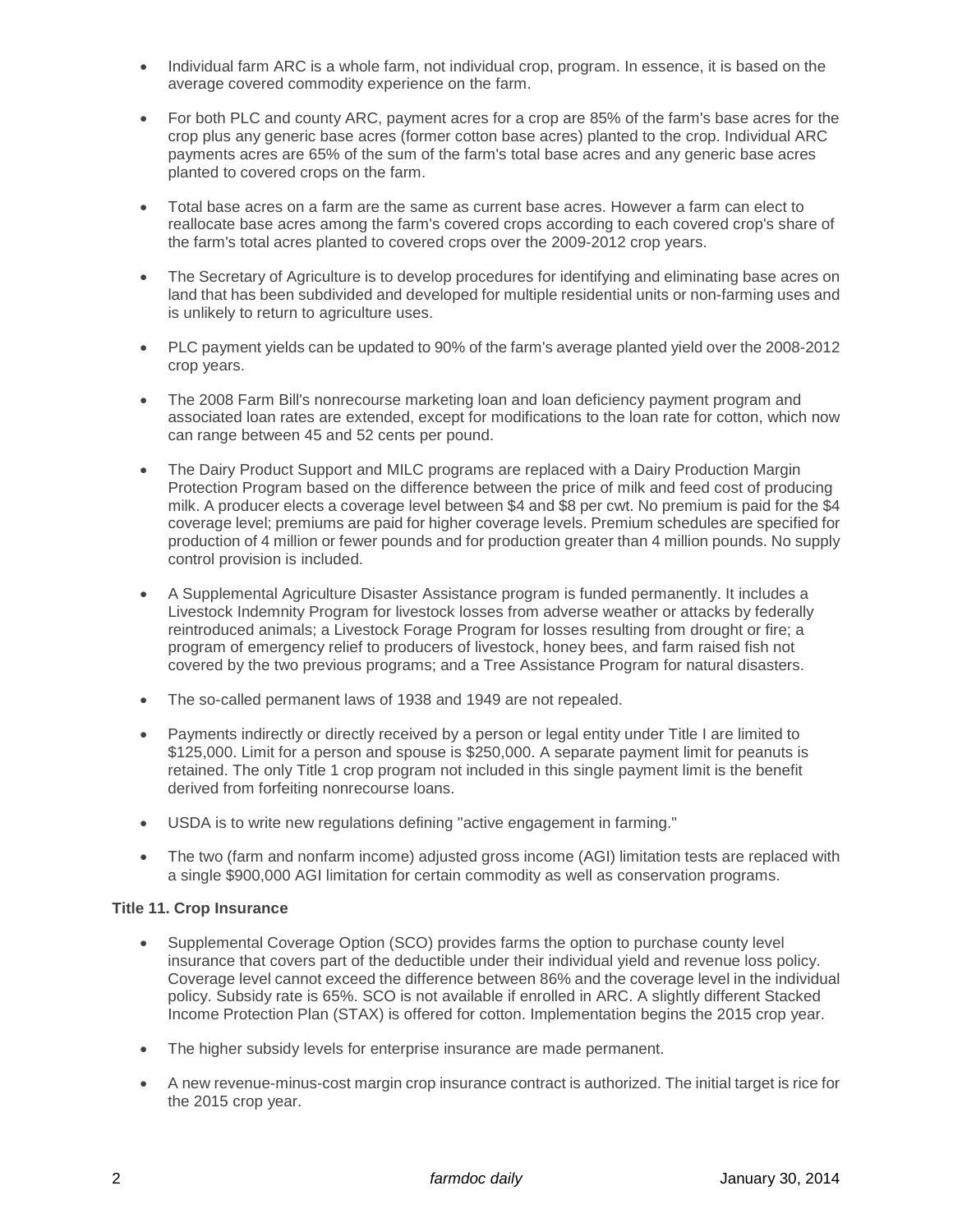- Individual farm ARC is a whole farm, not individual crop, program. In essence, it is based on the average covered commodity experience on the farm.

- For both PLC and county ARC, payment acres for a crop are 85% of the farm's base acres for the crop plus any generic base acres (former cotton base acres) planted to the crop. Individual ARC payments acres are 65% of the sum of the farm's total base acres and any generic base acres planted to covered crops on the farm.

- Total base acres on a farm are the same as current base acres. However a farm can elect to reallocate base acres among the farm's covered crops according to each covered crop's share of the farm's total acres planted to covered crops over the 2009-2012 crop years.

- The Secretary of Agriculture is to develop procedures for identifying and eliminating base acres on land that has been subdivided and developed for multiple residential units or non-farming uses and is unlikely to return to agriculture uses.

- PLC payment yields can be updated to 90% of the farm's average planted yield over the 2008-2012 crop years.

- The 2008 Farm Bill's nonrecourse marketing loan and loan deficiency payment program and associated loan rates are extended, except for modifications to the loan rate for cotton, which now can range between 45 and 52 cents per pound.

- The Dairy Product Support and MILC programs are replaced with a Dairy Production Margin Protection Program based on the difference between the price of milk and feed cost of producing milk. A producer elects a coverage level between $4 and $8 per cwt. No premium is paid for the $4 coverage level; premiums are paid for higher coverage levels. Premium schedules are specified for production of 4 million or fewer pounds and for production greater than 4 million pounds. No supply control provision is included.

- A Supplemental Agriculture Disaster Assistance program is funded permanently. It includes a Livestock Indemnity Program for livestock losses from adverse weather or attacks by federally reintroduced animals; a Livestock Forage Program for losses resulting from drought or fire; a program of emergency relief to producers of livestock, honey bees, and farm raised fish not covered by the two previous programs; and a Tree Assistance Program for natural disasters.

- The so-called permanent laws of 1938 and 1949 are not repealed.

- Payments indirectly or directly received by a person or legal entity under Title I are limited to $125,000. Limit for a person and spouse is $250,000. A separate payment limit for peanuts is retained. The only Title 1 crop program not included in this single payment limit is the benefit derived from forfeiting nonrecourse loans.

- USDA is to write new regulations defining "active engagement in farming."

- The two (farm and nonfarm income) adjusted gross income (AGI) limitation tests are replaced with a single $900,000 AGI limitation for certain commodity as well as conservation programs.

**Title 11. Crop Insurance**

- Supplemental Coverage Option (SCO) provides farms the option to purchase county level insurance that covers part of the deductible under their individual yield and revenue loss policy. Coverage level cannot exceed the difference between 86% and the coverage level in the individual policy. Subsidy rate is 65%. SCO is not available if enrolled in ARC. A slightly different Stacked Income Protection Plan (STAX) is offered for cotton. Implementation begins the 2015 crop year.

- The higher subsidy levels for enterprise insurance are made permanent.

- A new revenue-minus-cost margin crop insurance contract is authorized. The initial target is rice for the 2015 crop year.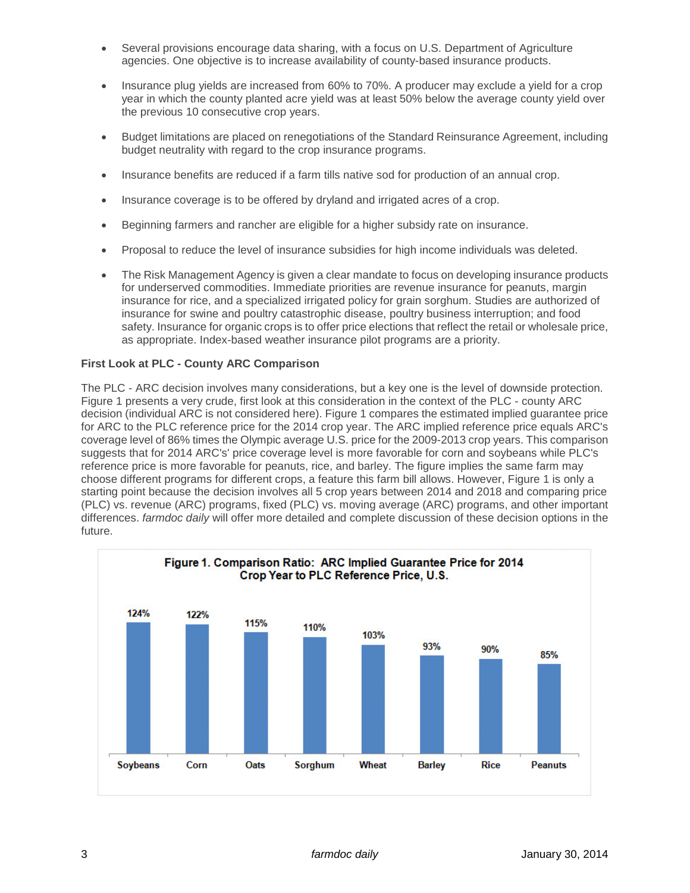- Several provisions encourage data sharing, with a focus on U.S. Department of Agriculture agencies. One objective is to increase availability of county-based insurance products.
- Insurance plug yields are increased from 60% to 70%. A producer may exclude a yield for a crop year in which the county planted acre yield was at least 50% below the average county yield over the previous 10 consecutive crop years.
- Budget limitations are placed on renegotiations of the Standard Reinsurance Agreement, including budget neutrality with regard to the crop insurance programs.
- Insurance benefits are reduced if a farm tills native sod for production of an annual crop.
- Insurance coverage is to be offered by dryland and irrigated acres of a crop.
- Beginning farmers and rancher are eligible for a higher subsidy rate on insurance.
- Proposal to reduce the level of insurance subsidies for high income individuals was deleted.
- The Risk Management Agency is given a clear mandate to focus on developing insurance products for underserved commodities. Immediate priorities are revenue insurance for peanuts, margin insurance for rice, and a specialized irrigated policy for grain sorghum. Studies are authorized of insurance for swine and poultry catastrophic disease, poultry business interruption; and food safety. Insurance for organic crops is to offer price elections that reflect the retail or wholesale price, as appropriate. Index-based weather insurance pilot programs are a priority.

**First Look at PLC - County ARC Comparison**

The PLC - ARC decision involves many considerations, but a key one is the level of downside protection. Figure 1 presents a very crude, first look at this consideration in the context of the PLC - county ARC decision (individual ARC is not considered here). Figure 1 compares the estimated implied guarantee price for ARC to the PLC reference price for the 2014 crop year. The ARC implied reference price equals ARC's coverage level of 86% times the Olympic average U.S. price for the 2009-2013 crop years. This comparison suggests that for 2014 ARC's' price coverage level is more favorable for corn and soybeans while PLC's reference price is more favorable for peanuts, rice, and barley. The figure implies the same farm may choose different programs for different crops, a feature this farm bill allows. However, Figure 1 is only a starting point because the decision involves all 5 crop years between 2014 and 2018 and comparing price (PLC) vs. revenue (ARC) programs, fixed (PLC) vs. moving average (ARC) programs, and other important differences. *farmdoc daily* will offer more detailed and complete discussion of these decision options in the future.

**Figure 1. Comparison Ratio: ARC Implied Guarantee Price for 2014 Crop Year to PLC Reference Price, U.S.**

| Crop | Ratio |
|---|---|
| Soybeans | 124% |
| Corn | 122% |
| Oats | 115% |
| Sorghum | 110% |
| Wheat | 103% |
| Barley | 93% |
| Rice | 90% |
| Peanuts | 85% |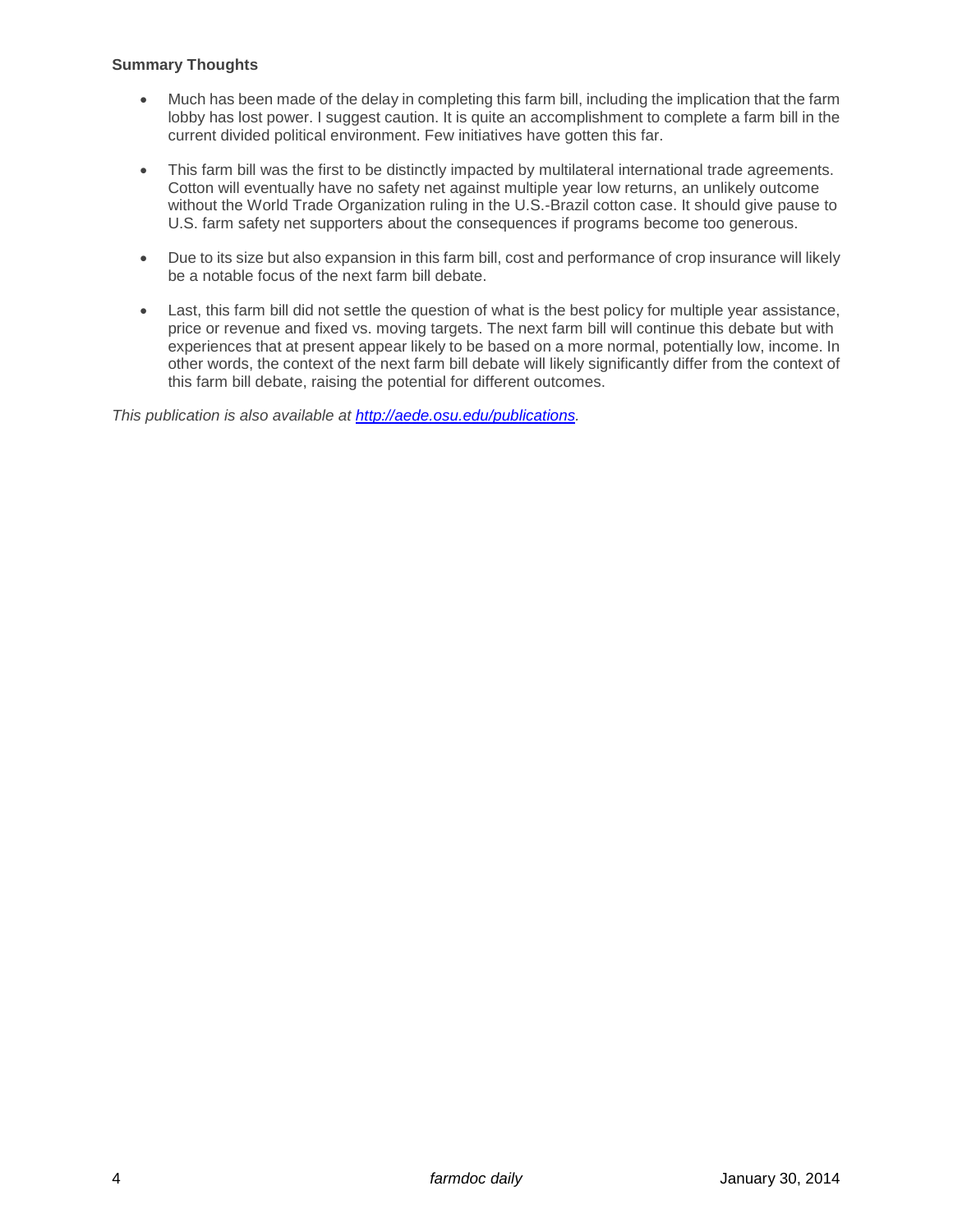**Summary Thoughts**

- Much has been made of the delay in completing this farm bill, including the implication that the farm lobby has lost power. I suggest caution. It is quite an accomplishment to complete a farm bill in the current divided political environment. Few initiatives have gotten this far.

- This farm bill was the first to be distinctly impacted by multilateral international trade agreements. Cotton will eventually have no safety net against multiple year low returns, an unlikely outcome without the World Trade Organization ruling in the U.S.-Brazil cotton case. It should give pause to U.S. farm safety net supporters about the consequences if programs become too generous.

- Due to its size but also expansion in this farm bill, cost and performance of crop insurance will likely be a notable focus of the next farm bill debate.

- Last, this farm bill did not settle the question of what is the best policy for multiple year assistance, price or revenue and fixed vs. moving targets. The next farm bill will continue this debate but with experiences that at present appear likely to be based on a more normal, potentially low, income. In other words, the context of the next farm bill debate will likely significantly differ from the context of this farm bill debate, raising the potential for different outcomes.

*This publication is also available at [http://aede.osu.edu/publications](http://aede.osu.edu/publications).*